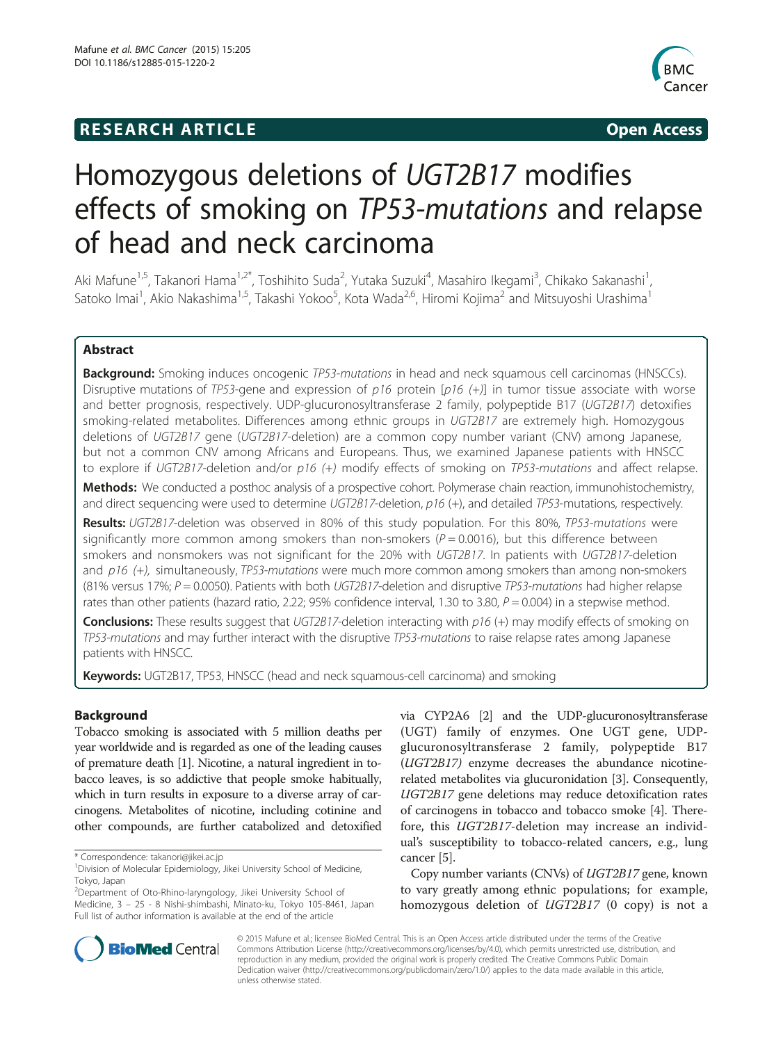**RESEARCH ARTICLE** **Open Access**

# Homozygous deletions of *UGT2B17* modifies effects of smoking on *TP53-mutations* and relapse of head and neck carcinoma

Aki Mafune[1,5], Takanori Hama[1,2*], Toshihito Suda[2], Yutaka Suzuki[4], Masahiro Ikegami[3], Chikako Sakanashi[1], Satoko Imai[1], Akio Nakashima[1,5], Takashi Yokoo[5], Kota Wada[2,6], Hiromi Kojima[2] and Mitsuyoshi Urashima[1]

## Abstract

**Background:** Smoking induces oncogenic *TP53-mutations* in head and neck squamous cell carcinomas (HNSCCs). Disruptive mutations of *TP53*-gene and expression of *p16* protein [*p16 (+)*] in tumor tissue associate with worse and better prognosis, respectively. UDP-glucuronosyltransferase 2 family, polypeptide B17 (*UGT2B17*) detoxifies smoking-related metabolites. Differences among ethnic groups in *UGT2B17* are extremely high. Homozygous deletions of *UGT2B17* gene (*UGT2B17*-deletion) are a common copy number variant (CNV) among Japanese, but not a common CNV among Africans and Europeans. Thus, we examined Japanese patients with HNSCC to explore if *UGT2B17*-deletion and/or *p16 (+)* modify effects of smoking on *TP53-mutations* and affect relapse.

**Methods:** We conducted a posthoc analysis of a prospective cohort. Polymerase chain reaction, immunohistochemistry, and direct sequencing were used to determine *UGT2B17*-deletion, *p16* (+), and detailed *TP53*-mutations, respectively.

**Results:** *UGT2B17*-deletion was observed in 80% of this study population. For this 80%, *TP53-mutations* were significantly more common among smokers than non-smokers ($P = 0.0016$), but this difference between smokers and nonsmokers was not significant for the 20% with *UGT2B17*. In patients with *UGT2B17*-deletion and *p16 (+)*, simultaneously, *TP53-mutations* were much more common among smokers than among non-smokers (81% versus 17%; $P = 0.0050$). Patients with both *UGT2B17*-deletion and disruptive *TP53-mutations* had higher relapse rates than other patients (hazard ratio, 2.22; 95% confidence interval, 1.30 to 3.80, $P = 0.004$) in a stepwise method.

**Conclusions:** These results suggest that *UGT2B17*-deletion interacting with *p16* (+) may modify effects of smoking on *TP53-mutations* and may further interact with the disruptive *TP53-mutations* to raise relapse rates among Japanese patients with HNSCC.

**Keywords:** UGT2B17, TP53, HNSCC (head and neck squamous-cell carcinoma) and smoking

## Background

Tobacco smoking is associated with 5 million deaths per year worldwide and is regarded as one of the leading causes of premature death [1]. Nicotine, a natural ingredient in tobacco leaves, is so addictive that people smoke habitually, which in turn results in exposure to a diverse array of carcinogens. Metabolites of nicotine, including cotinine and other compounds, are further catabolized and detoxified via CYP2A6 [2] and the UDP-glucuronosyltransferase (UGT) family of enzymes. One UGT gene, UDP-glucuronosyltransferase 2 family, polypeptide B17 (*UGT2B17)* enzyme decreases the abundance nicotine-related metabolites via glucuronidation [3]. Consequently, *UGT2B17* gene deletions may reduce detoxification rates of carcinogens in tobacco and tobacco smoke [4]. Therefore, this *UGT2B17*-deletion may increase an individual's susceptibility to tobacco-related cancers, e.g., lung cancer [5].

Copy number variants (CNVs) of *UGT2B17* gene, known to vary greatly among ethnic populations; for example, homozygous deletion of *UGT2B17* (0 copy) is not a

\* Correspondence: takanori@jikei.ac.jp
[1]Division of Molecular Epidemiology, Jikei University School of Medicine, Tokyo, Japan
[2]Department of Oto-Rhino-laryngology, Jikei University School of Medicine, 3 – 25 - 8 Nishi-shimbashi, Minato-ku, Tokyo 105-8461, Japan
Full list of author information is available at the end of the article

© 2015 Mafune et al.; licensee BioMed Central. This is an Open Access article distributed under the terms of the Creative Commons Attribution License (http://creativecommons.org/licenses/by/4.0), which permits unrestricted use, distribution, and reproduction in any medium, provided the original work is properly credited. The Creative Commons Public Domain Dedication waiver (http://creativecommons.org/publicdomain/zero/1.0/) applies to the data made available in this article, unless otherwise stated.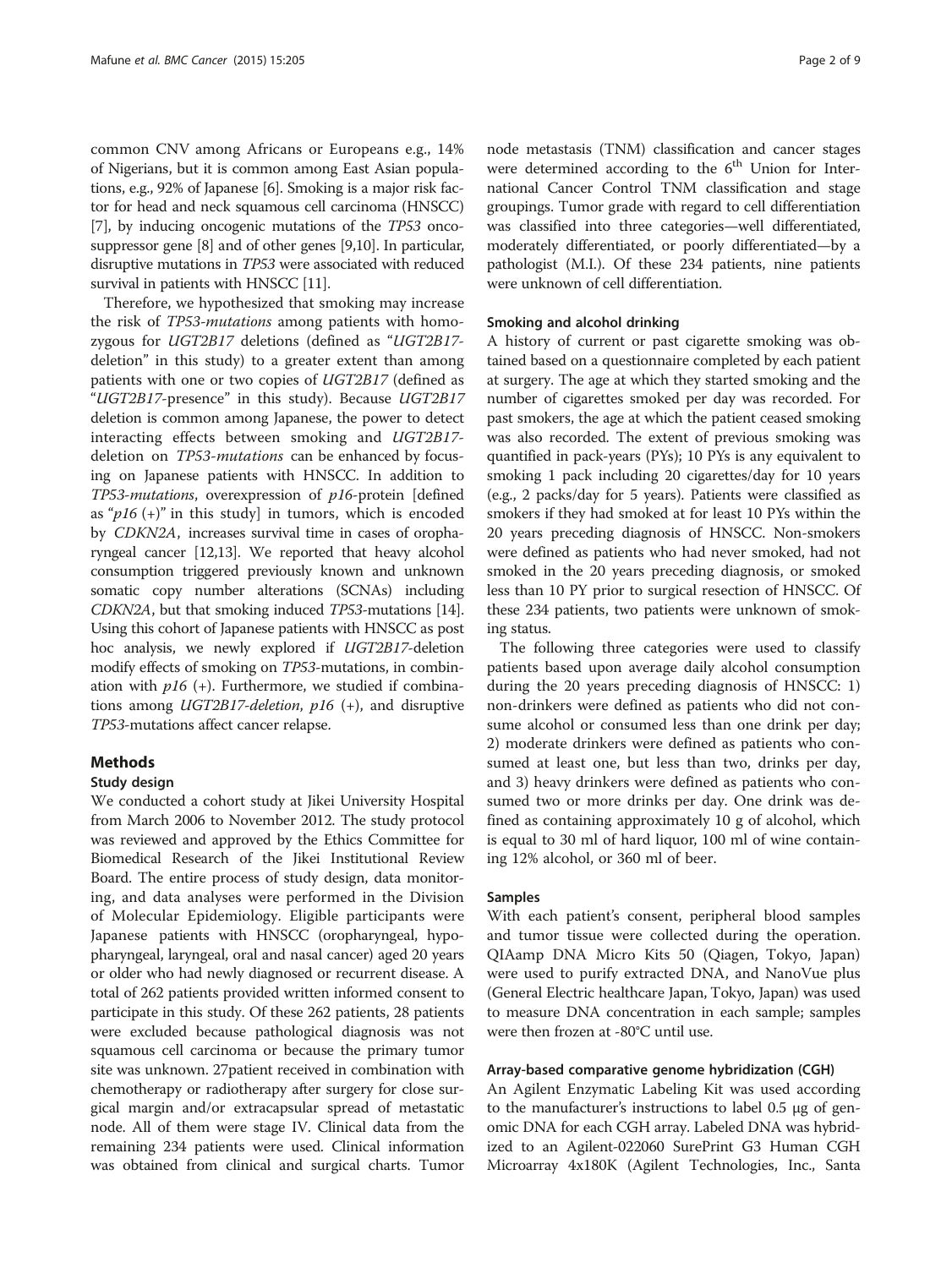common CNV among Africans or Europeans e.g., 14% of Nigerians, but it is common among East Asian populations, e.g., 92% of Japanese [6]. Smoking is a major risk factor for head and neck squamous cell carcinoma (HNSCC) [7], by inducing oncogenic mutations of the *TP53* oncosuppressor gene [8] and of other genes [9,10]. In particular, disruptive mutations in *TP53* were associated with reduced survival in patients with HNSCC [11].

Therefore, we hypothesized that smoking may increase the risk of *TP53-mutations* among patients with homozygous for *UGT2B17* deletions (defined as "*UGT2B17*-deletion" in this study) to a greater extent than among patients with one or two copies of *UGT2B17* (defined as "*UGT2B17*-presence" in this study). Because *UGT2B17* deletion is common among Japanese, the power to detect interacting effects between smoking and *UGT2B17*-deletion on *TP53-mutations* can be enhanced by focusing on Japanese patients with HNSCC. In addition to *TP53-mutations*, overexpression of *p16*-protein [defined as "*p16* (+)" in this study] in tumors, which is encoded by *CDKN2A*, increases survival time in cases of oropharyngeal cancer [12,13]. We reported that heavy alcohol consumption triggered previously known and unknown somatic copy number alterations (SCNAs) including *CDKN2A*, but that smoking induced *TP53*-mutations [14]. Using this cohort of Japanese patients with HNSCC as post hoc analysis, we newly explored if *UGT2B17*-deletion modify effects of smoking on *TP53*-mutations, in combination with *p16* (+). Furthermore, we studied if combinations among *UGT2B17-deletion*, *p16* (+), and disruptive *TP53*-mutations affect cancer relapse.

## Methods

### Study design

We conducted a cohort study at Jikei University Hospital from March 2006 to November 2012. The study protocol was reviewed and approved by the Ethics Committee for Biomedical Research of the Jikei Institutional Review Board. The entire process of study design, data monitoring, and data analyses were performed in the Division of Molecular Epidemiology. Eligible participants were Japanese patients with HNSCC (oropharyngeal, hypopharyngeal, laryngeal, oral and nasal cancer) aged 20 years or older who had newly diagnosed or recurrent disease. A total of 262 patients provided written informed consent to participate in this study. Of these 262 patients, 28 patients were excluded because pathological diagnosis was not squamous cell carcinoma or because the primary tumor site was unknown. 27patient received in combination with chemotherapy or radiotherapy after surgery for close surgical margin and/or extracapsular spread of metastatic node. All of them were stage IV. Clinical data from the remaining 234 patients were used. Clinical information was obtained from clinical and surgical charts. Tumor node metastasis (TNM) classification and cancer stages were determined according to the 6[th] Union for International Cancer Control TNM classification and stage groupings. Tumor grade with regard to cell differentiation was classified into three categories—well differentiated, moderately differentiated, or poorly differentiated—by a pathologist (M.I.). Of these 234 patients, nine patients were unknown of cell differentiation.

### Smoking and alcohol drinking

A history of current or past cigarette smoking was obtained based on a questionnaire completed by each patient at surgery. The age at which they started smoking and the number of cigarettes smoked per day was recorded. For past smokers, the age at which the patient ceased smoking was also recorded. The extent of previous smoking was quantified in pack-years (PYs); 10 PYs is any equivalent to smoking 1 pack including 20 cigarettes/day for 10 years (e.g., 2 packs/day for 5 years). Patients were classified as smokers if they had smoked at for least 10 PYs within the 20 years preceding diagnosis of HNSCC. Non-smokers were defined as patients who had never smoked, had not smoked in the 20 years preceding diagnosis, or smoked less than 10 PY prior to surgical resection of HNSCC. Of these 234 patients, two patients were unknown of smoking status.

The following three categories were used to classify patients based upon average daily alcohol consumption during the 20 years preceding diagnosis of HNSCC: 1) non-drinkers were defined as patients who did not consume alcohol or consumed less than one drink per day; 2) moderate drinkers were defined as patients who consumed at least one, but less than two, drinks per day, and 3) heavy drinkers were defined as patients who consumed two or more drinks per day. One drink was defined as containing approximately 10 g of alcohol, which is equal to 30 ml of hard liquor, 100 ml of wine containing 12% alcohol, or 360 ml of beer.

### Samples

With each patient's consent, peripheral blood samples and tumor tissue were collected during the operation. QIAamp DNA Micro Kits 50 (Qiagen, Tokyo, Japan) were used to purify extracted DNA, and NanoVue plus (General Electric healthcare Japan, Tokyo, Japan) was used to measure DNA concentration in each sample; samples were then frozen at -80°C until use.

### Array-based comparative genome hybridization (CGH)

An Agilent Enzymatic Labeling Kit was used according to the manufacturer's instructions to label 0.5 μg of genomic DNA for each CGH array. Labeled DNA was hybridized to an Agilent-022060 SurePrint G3 Human CGH Microarray 4x180K (Agilent Technologies, Inc., Santa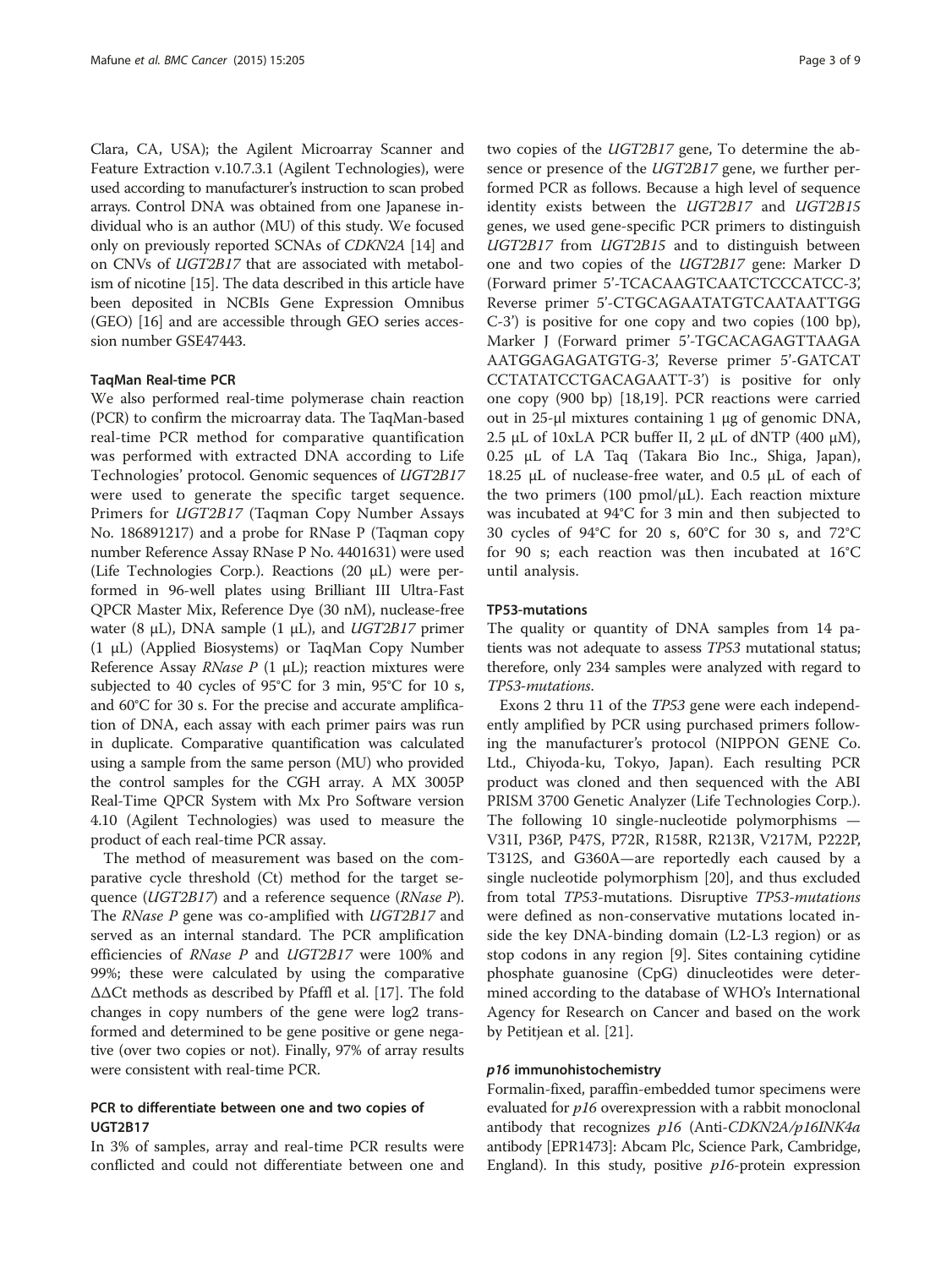Clara, CA, USA); the Agilent Microarray Scanner and Feature Extraction v.10.7.3.1 (Agilent Technologies), were used according to manufacturer's instruction to scan probed arrays. Control DNA was obtained from one Japanese individual who is an author (MU) of this study. We focused only on previously reported SCNAs of *CDKN2A* [14] and on CNVs of *UGT2B17* that are associated with metabolism of nicotine [15]. The data described in this article have been deposited in NCBIs Gene Expression Omnibus (GEO) [16] and are accessible through GEO series accession number GSE47443.

#### TaqMan Real-time PCR

We also performed real-time polymerase chain reaction (PCR) to confirm the microarray data. The TaqMan-based real-time PCR method for comparative quantification was performed with extracted DNA according to Life Technologies' protocol. Genomic sequences of *UGT2B17* were used to generate the specific target sequence. Primers for *UGT2B17* (Taqman Copy Number Assays No. 186891217) and a probe for RNase P (Taqman copy number Reference Assay RNase P No. 4401631) were used (Life Technologies Corp.). Reactions (20 μL) were performed in 96-well plates using Brilliant III Ultra-Fast QPCR Master Mix, Reference Dye (30 nM), nuclease-free water (8 μL), DNA sample (1 μL), and *UGT2B17* primer (1 μL) (Applied Biosystems) or TaqMan Copy Number Reference Assay *RNase P* (1 μL); reaction mixtures were subjected to 40 cycles of 95°C for 3 min, 95°C for 10 s, and 60°C for 30 s. For the precise and accurate amplification of DNA, each assay with each primer pairs was run in duplicate. Comparative quantification was calculated using a sample from the same person (MU) who provided the control samples for the CGH array. A MX 3005P Real-Time QPCR System with Mx Pro Software version 4.10 (Agilent Technologies) was used to measure the product of each real-time PCR assay.

The method of measurement was based on the comparative cycle threshold (Ct) method for the target sequence (*UGT2B17*) and a reference sequence (*RNase P*). The *RNase P* gene was co-amplified with *UGT2B17* and served as an internal standard. The PCR amplification efficiencies of *RNase P* and *UGT2B17* were 100% and 99%; these were calculated by using the comparative ΔΔCt methods as described by Pfaffl et al. [17]. The fold changes in copy numbers of the gene were log2 transformed and determined to be gene positive or gene negative (over two copies or not). Finally, 97% of array results were consistent with real-time PCR.

#### PCR to differentiate between one and two copies of UGT2B17

In 3% of samples, array and real-time PCR results were conflicted and could not differentiate between one and two copies of the *UGT2B17* gene, To determine the absence or presence of the *UGT2B17* gene, we further performed PCR as follows. Because a high level of sequence identity exists between the *UGT2B17* and *UGT2B15* genes, we used gene-specific PCR primers to distinguish *UGT2B17* from *UGT2B15* and to distinguish between one and two copies of the *UGT2B17* gene: Marker D (Forward primer 5'-TCACAAGTCAATCTCCCATCC-3', Reverse primer 5'-CTGCAGAATATGTCAATAATTGGC-3') is positive for one copy and two copies (100 bp), Marker J (Forward primer 5'-TGCACAGAGTTAAGAAATGGAGAGATGTG-3', Reverse primer 5'-GATCATCCTATATCCTGACAGAATT-3') is positive for only one copy (900 bp) [18,19]. PCR reactions were carried out in 25-μl mixtures containing 1 μg of genomic DNA, 2.5 μL of 10xLA PCR buffer II, 2 μL of dNTP (400 μM), 0.25 μL of LA Taq (Takara Bio Inc., Shiga, Japan), 18.25 μL of nuclease-free water, and 0.5 μL of each of the two primers (100 pmol/μL). Each reaction mixture was incubated at 94°C for 3 min and then subjected to 30 cycles of 94°C for 20 s, 60°C for 30 s, and 72°C for 90 s; each reaction was then incubated at 16°C until analysis.

#### TP53-mutations

The quality or quantity of DNA samples from 14 patients was not adequate to assess *TP53* mutational status; therefore, only 234 samples were analyzed with regard to *TP53-mutations*.

Exons 2 thru 11 of the *TP53* gene were each independently amplified by PCR using purchased primers following the manufacturer's protocol (NIPPON GENE Co. Ltd., Chiyoda-ku, Tokyo, Japan). Each resulting PCR product was cloned and then sequenced with the ABI PRISM 3700 Genetic Analyzer (Life Technologies Corp.). The following 10 single-nucleotide polymorphisms — V31I, P36P, P47S, P72R, R158R, R213R, V217M, P222P, T312S, and G360A—are reportedly each caused by a single nucleotide polymorphism [20], and thus excluded from total *TP53*-mutations. Disruptive *TP53-mutations* were defined as non-conservative mutations located inside the key DNA-binding domain (L2-L3 region) or as stop codons in any region [9]. Sites containing cytidine phosphate guanosine (CpG) dinucleotides were determined according to the database of WHO's International Agency for Research on Cancer and based on the work by Petitjean et al. [21].

#### *p16* immunohistochemistry

Formalin-fixed, paraffin-embedded tumor specimens were evaluated for *p16* overexpression with a rabbit monoclonal antibody that recognizes *p16* (Anti-*CDKN2A/p16INK4a* antibody [EPR1473]: Abcam Plc, Science Park, Cambridge, England). In this study, positive *p16*-protein expression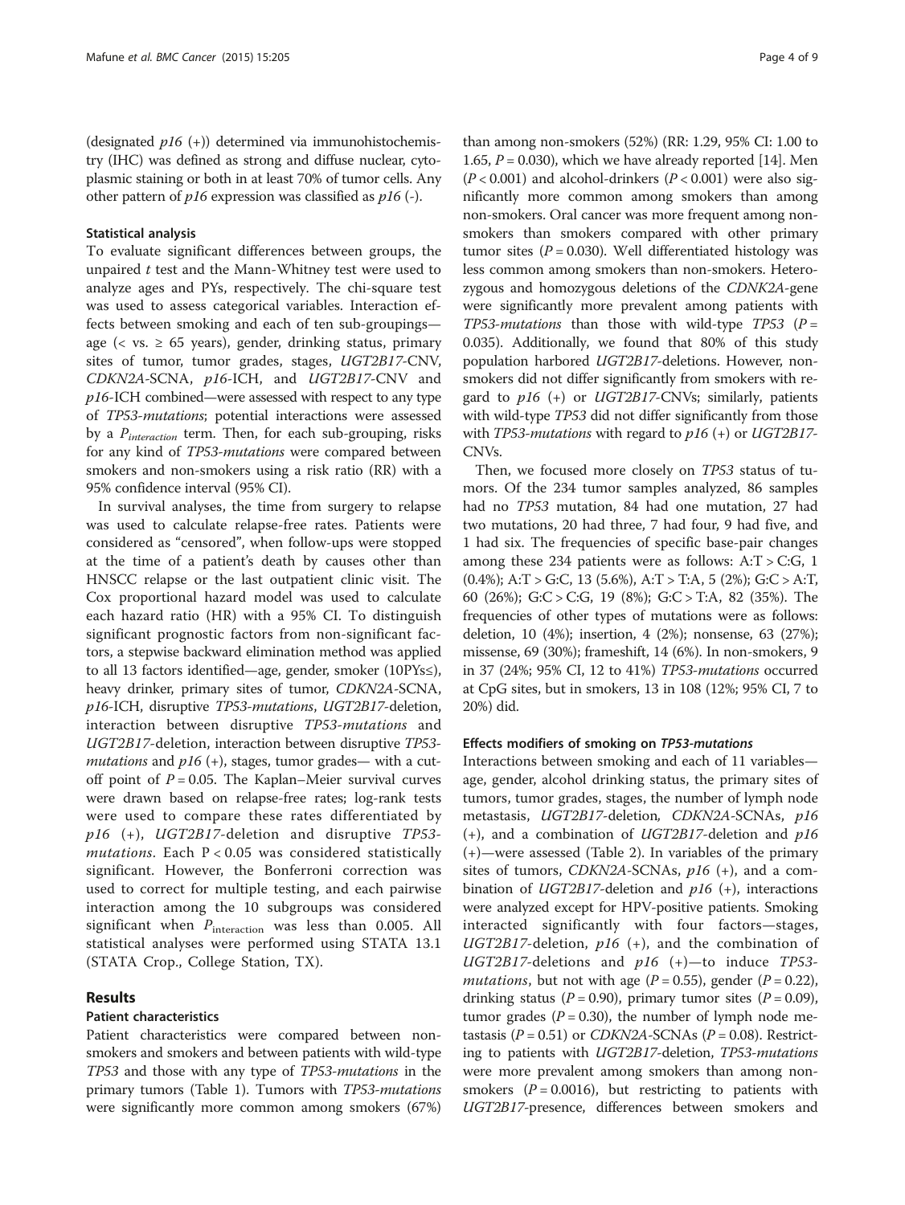(designated *p16* (+)) determined via immunohistochemistry (IHC) was defined as strong and diffuse nuclear, cytoplasmic staining or both in at least 70% of tumor cells. Any other pattern of *p16* expression was classified as *p16* (-).

### Statistical analysis

To evaluate significant differences between groups, the unpaired *t* test and the Mann-Whitney test were used to analyze ages and PYs, respectively. The chi-square test was used to assess categorical variables. Interaction effects between smoking and each of ten sub-groupings—age (< vs. ≥ 65 years), gender, drinking status, primary sites of tumor, tumor grades, stages, *UGT2B17*-CNV, *CDKN2A*-SCNA, *p16*-ICH, and *UGT2B17*-CNV and *p16*-ICH combined—were assessed with respect to any type of *TP53-mutations*; potential interactions were assessed by a $P_{interaction}$ term. Then, for each sub-grouping, risks for any kind of *TP53-mutations* were compared between smokers and non-smokers using a risk ratio (RR) with a 95% confidence interval (95% CI).

In survival analyses, the time from surgery to relapse was used to calculate relapse-free rates. Patients were considered as "censored", when follow-ups were stopped at the time of a patient's death by causes other than HNSCC relapse or the last outpatient clinic visit. The Cox proportional hazard model was used to calculate each hazard ratio (HR) with a 95% CI. To distinguish significant prognostic factors from non-significant factors, a stepwise backward elimination method was applied to all 13 factors identified—age, gender, smoker (10PYs≤), heavy drinker, primary sites of tumor, *CDKN2A*-SCNA, *p16*-ICH, disruptive *TP53-mutations*, *UGT2B17*-deletion, interaction between disruptive *TP53-mutations* and *UGT2B17*-deletion, interaction between disruptive *TP53-mutations* and *p16* (+), stages, tumor grades— with a cut-off point of $P = 0.05$. The Kaplan–Meier survival curves were drawn based on relapse-free rates; log-rank tests were used to compare these rates differentiated by *p16* (+), *UGT2B17*-deletion and disruptive *TP53-mutations*. Each $P < 0.05$ was considered statistically significant. However, the Bonferroni correction was used to correct for multiple testing, and each pairwise interaction among the 10 subgroups was considered significant when $P_{\text{interaction}}$ was less than 0.005. All statistical analyses were performed using STATA 13.1 (STATA Crop., College Station, TX).

## Results

### Patient characteristics

Patient characteristics were compared between non-smokers and smokers and between patients with wild-type *TP53* and those with any type of *TP53-mutations* in the primary tumors (Table 1). Tumors with *TP53-mutations* were significantly more common among smokers (67%) than among non-smokers (52%) (RR: 1.29, 95% CI: 1.00 to 1.65, $P = 0.030$), which we have already reported [14]. Men ($P < 0.001$) and alcohol-drinkers ($P < 0.001$) were also significantly more common among smokers than among non-smokers. Oral cancer was more frequent among non-smokers than smokers compared with other primary tumor sites ($P = 0.030$). Well differentiated histology was less common among smokers than non-smokers. Heterozygous and homozygous deletions of the *CDNK2A*-gene were significantly more prevalent among patients with *TP53-mutations* than those with wild-type *TP53* ($P = 0.035$). Additionally, we found that 80% of this study population harbored *UGT2B17*-deletions. However, non-smokers did not differ significantly from smokers with regard to *p16* (+) or *UGT2B17*-CNVs; similarly, patients with wild-type *TP53* did not differ significantly from those with *TP53-mutations* with regard to *p16* (+) or *UGT2B17*-CNVs.

Then, we focused more closely on *TP53* status of tumors. Of the 234 tumor samples analyzed, 86 samples had no *TP53* mutation, 84 had one mutation, 27 had two mutations, 20 had three, 7 had four, 9 had five, and 1 had six. The frequencies of specific base-pair changes among these 234 patients were as follows: A:T > C:G, 1 (0.4%); A:T > G:C, 13 (5.6%), A:T > T:A, 5 (2%); G:C > A:T, 60 (26%); G:C > C:G, 19 (8%); G:C > T:A, 82 (35%). The frequencies of other types of mutations were as follows: deletion, 10 (4%); insertion, 4 (2%); nonsense, 63 (27%); missense, 69 (30%); frameshift, 14 (6%). In non-smokers, 9 in 37 (24%; 95% CI, 12 to 41%) *TP53-mutations* occurred at CpG sites, but in smokers, 13 in 108 (12%; 95% CI, 7 to 20%) did.

### Effects modifiers of smoking on *TP53-mutations*

Interactions between smoking and each of 11 variables—age, gender, alcohol drinking status, the primary sites of tumors, tumor grades, stages, the number of lymph node metastasis, *UGT2B17*-deletion, *CDKN2A*-SCNAs, *p16* (+), and a combination of *UGT2B17*-deletion and *p16* (+)—were assessed (Table 2). In variables of the primary sites of tumors, *CDKN2A*-SCNAs, *p16* (+), and a combination of *UGT2B17*-deletion and *p16* (+), interactions were analyzed except for HPV-positive patients. Smoking interacted significantly with four factors—stages, *UGT2B17*-deletion, *p16* (+), and the combination of *UGT2B17*-deletions and *p16* (+)—to induce *TP53-mutations*, but not with age ($P = 0.55$), gender ($P = 0.22$), drinking status ($P = 0.90$), primary tumor sites ($P = 0.09$), tumor grades ($P = 0.30$), the number of lymph node metastasis ($P = 0.51$) or *CDKN2A*-SCNAs ($P = 0.08$). Restricting to patients with *UGT2B17*-deletion, *TP53-mutations* were more prevalent among smokers than among non-smokers ($P = 0.0016$), but restricting to patients with *UGT2B17*-presence, differences between smokers and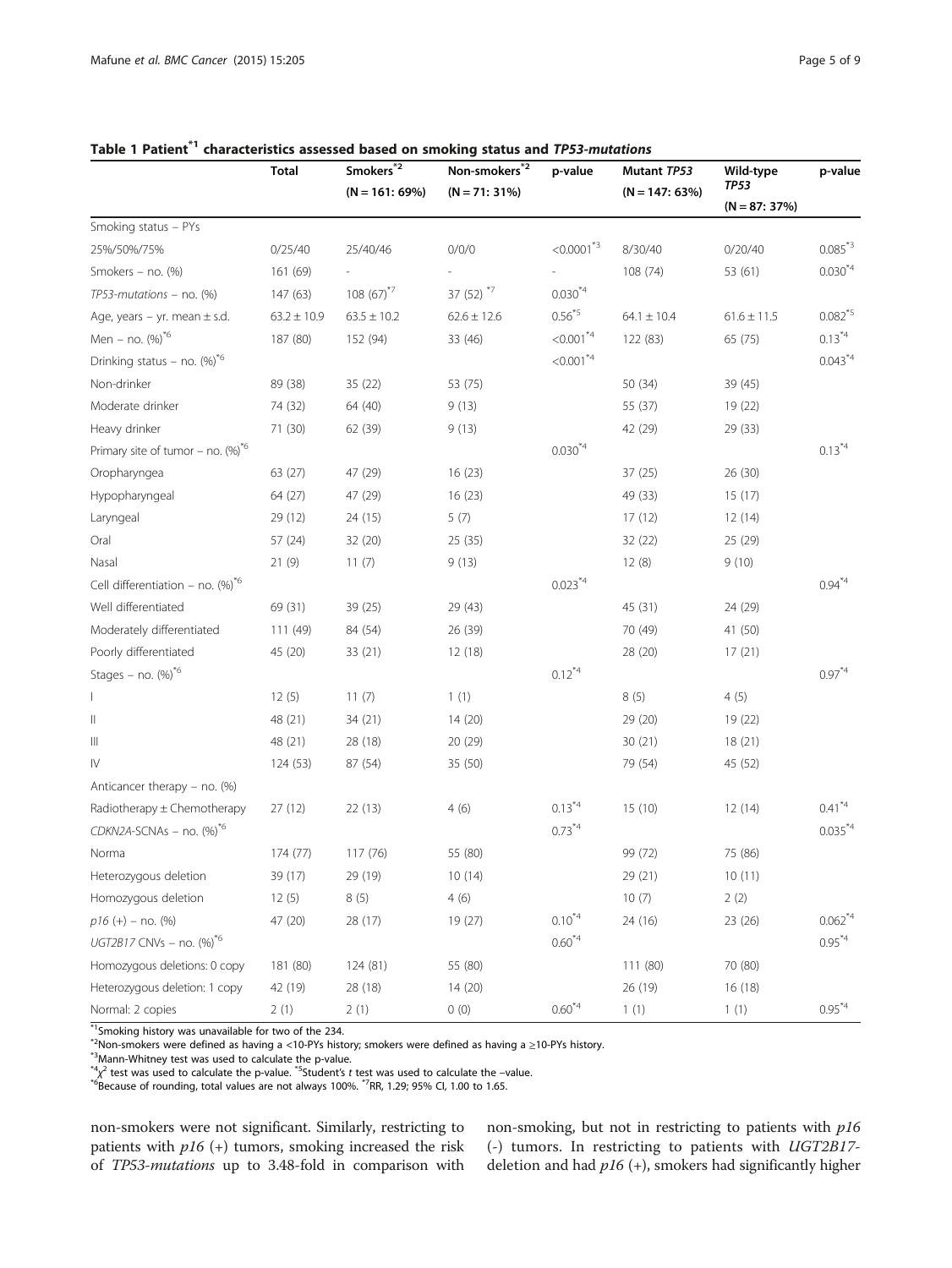**Table 1 Patient[*1] characteristics assessed based on smoking status and *TP53-mutations***

| | Total | Smokers[*2] (N = 161: 69%) | Non-smokers[*2] (N = 71: 31%) | p-value | Mutant *TP53* (N = 147: 63%) | Wild-type *TP53* (N = 87: 37%) | p-value |
|---|---|---|---|---|---|---|---|
| Smoking status – PYs | | | | | | | |
| 25%/50%/75% | 0/25/40 | 25/40/46 | 0/0/0 | <0.0001[*3] | 8/30/40 | 0/20/40 | 0.085[*3] |
| Smokers – no. (%) | 161 (69) | - | - | - | 108 (74) | 53 (61) | 0.030[*4] |
| *TP53-mutations* – no. (%) | 147 (63) | 108 (67)[*7] | 37 (52)[*7] | 0.030[*4] | | | |
| Age, years – yr. mean ± s.d. | 63.2 ± 10.9 | 63.5 ± 10.2 | 62.6 ± 12.6 | 0.56[*5] | 64.1 ± 10.4 | 61.6 ± 11.5 | 0.082[*5] |
| Men – no. (%)[*6] | 187 (80) | 152 (94) | 33 (46) | <0.001[*4] | 122 (83) | 65 (75) | 0.13[*4] |
| Drinking status – no. (%)[*6] | | | | <0.001[*4] | | | 0.043[*4] |
| Non-drinker | 89 (38) | 35 (22) | 53 (75) | | 50 (34) | 39 (45) | |
| Moderate drinker | 74 (32) | 64 (40) | 9 (13) | | 55 (37) | 19 (22) | |
| Heavy drinker | 71 (30) | 62 (39) | 9 (13) | | 42 (29) | 29 (33) | |
| Primary site of tumor – no. (%)[*6] | | | | 0.030[*4] | | | 0.13[*4] |
| Oropharyngea | 63 (27) | 47 (29) | 16 (23) | | 37 (25) | 26 (30) | |
| Hypopharyngeal | 64 (27) | 47 (29) | 16 (23) | | 49 (33) | 15 (17) | |
| Laryngeal | 29 (12) | 24 (15) | 5 (7) | | 17 (12) | 12 (14) | |
| Oral | 57 (24) | 32 (20) | 25 (35) | | 32 (22) | 25 (29) | |
| Nasal | 21 (9) | 11 (7) | 9 (13) | | 12 (8) | 9 (10) | |
| Cell differentiation – no. (%)[*6] | | | | 0.023[*4] | | | 0.94[*4] |
| Well differentiated | 69 (31) | 39 (25) | 29 (43) | | 45 (31) | 24 (29) | |
| Moderately differentiated | 111 (49) | 84 (54) | 26 (39) | | 70 (49) | 41 (50) | |
| Poorly differentiated | 45 (20) | 33 (21) | 12 (18) | | 28 (20) | 17 (21) | |
| Stages – no. (%)[*6] | | | | 0.12[*4] | | | 0.97[*4] |
| I | 12 (5) | 11 (7) | 1 (1) | | 8 (5) | 4 (5) | |
| II | 48 (21) | 34 (21) | 14 (20) | | 29 (20) | 19 (22) | |
| III | 48 (21) | 28 (18) | 20 (29) | | 30 (21) | 18 (21) | |
| IV | 124 (53) | 87 (54) | 35 (50) | | 79 (54) | 45 (52) | |
| Anticancer therapy – no. (%) | | | | | | | |
| Radiotherapy ± Chemotherapy | 27 (12) | 22 (13) | 4 (6) | 0.13[*4] | 15 (10) | 12 (14) | 0.41[*4] |
| *CDKN2A*-SCNAs – no. (%)[*6] | | | | 0.73[*4] | | | 0.035[*4] |
| Norma | 174 (77) | 117 (76) | 55 (80) | | 99 (72) | 75 (86) | |
| Heterozygous deletion | 39 (17) | 29 (19) | 10 (14) | | 29 (21) | 10 (11) | |
| Homozygous deletion | 12 (5) | 8 (5) | 4 (6) | | 10 (7) | 2 (2) | |
| *p16* (+) – no. (%) | 47 (20) | 28 (17) | 19 (27) | 0.10[*4] | 24 (16) | 23 (26) | 0.062[*4] |
| *UGT2B17* CNVs – no. (%)[*6] | | | | 0.60[*4] | | | 0.95[*4] |
| Homozygous deletions: 0 copy | 181 (80) | 124 (81) | 55 (80) | | 111 (80) | 70 (80) | |
| Heterozygous deletion: 1 copy | 42 (19) | 28 (18) | 14 (20) | | 26 (19) | 16 (18) | |
| Normal: 2 copies | 2 (1) | 2 (1) | 0 (0) | 0.60[*4] | 1 (1) | 1 (1) | 0.95[*4] |

[*1]Smoking history was unavailable for two of the 234.
[*2]Non-smokers were defined as having a <10-PYs history; smokers were defined as having a ≥10-PYs history.
[*3]Mann-Whitney test was used to calculate the p-value.
[*4]$\chi^2$ test was used to calculate the p-value. [*5]Student's *t* test was used to calculate the –value.
[*6]Because of rounding, total values are not always 100%. [*7]RR, 1.29; 95% CI, 1.00 to 1.65.

non-smokers were not significant. Similarly, restricting to patients with *p16* (+) tumors, smoking increased the risk of *TP53-mutations* up to 3.48-fold in comparison with non-smoking, but not in restricting to patients with *p16* (-) tumors. In restricting to patients with *UGT2B17*-deletion and had *p16* (+), smokers had significantly higher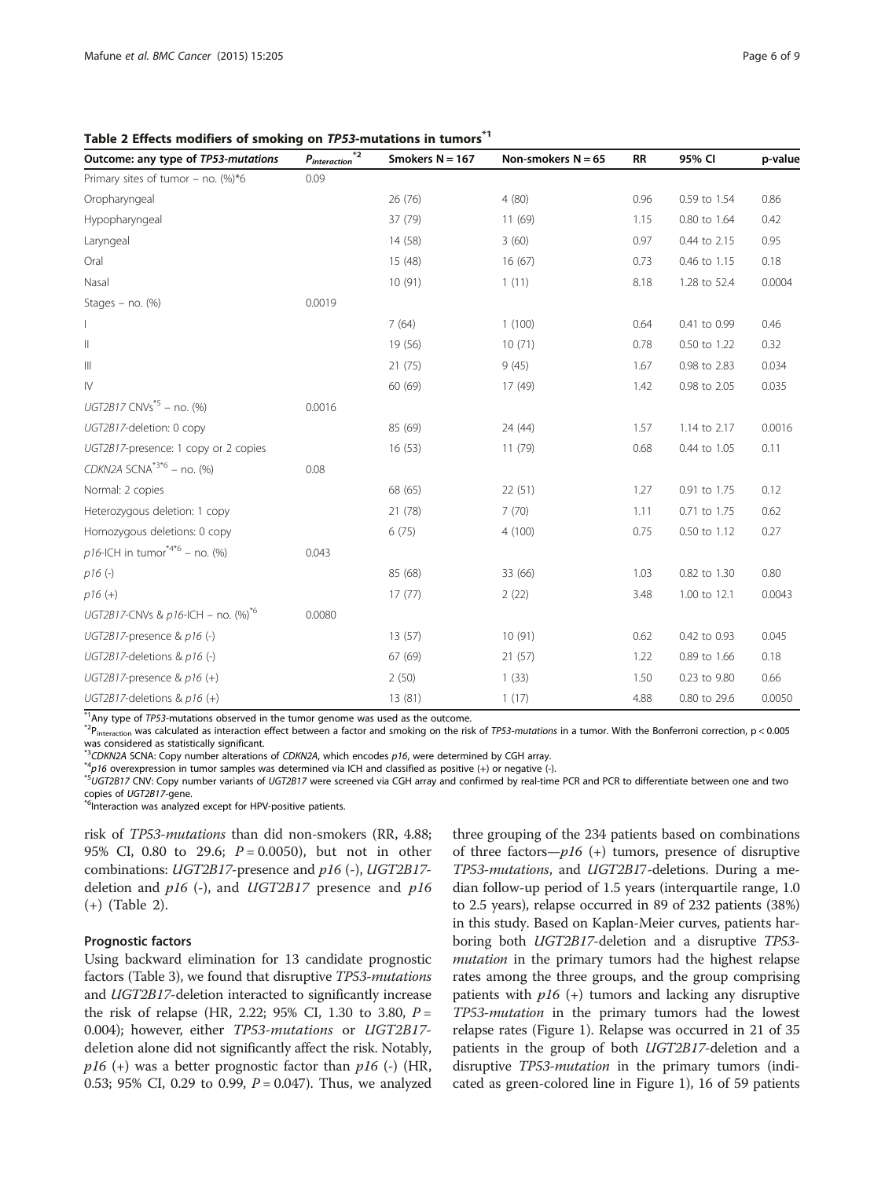**Table 2 Effects modifiers of smoking on *TP53*-mutations in tumors**[*1]

| Outcome: any type of *TP53-mutations* | $P_{interaction}$[*2] | Smokers N = 167 | Non-smokers N = 65 | RR | 95% CI | p-value |
|---|---|---|---|---|---|---|
| Primary sites of tumor – no. (%)*6 | 0.09 | | | | | |
| Oropharyngeal | | 26 (76) | 4 (80) | 0.96 | 0.59 to 1.54 | 0.86 |
| Hypopharyngeal | | 37 (79) | 11 (69) | 1.15 | 0.80 to 1.64 | 0.42 |
| Laryngeal | | 14 (58) | 3 (60) | 0.97 | 0.44 to 2.15 | 0.95 |
| Oral | | 15 (48) | 16 (67) | 0.73 | 0.46 to 1.15 | 0.18 |
| Nasal | | 10 (91) | 1 (11) | 8.18 | 1.28 to 52.4 | 0.0004 |
| Stages – no. (%) | 0.0019 | | | | | |
| I | | 7 (64) | 1 (100) | 0.64 | 0.41 to 0.99 | 0.46 |
| II | | 19 (56) | 10 (71) | 0.78 | 0.50 to 1.22 | 0.32 |
| III | | 21 (75) | 9 (45) | 1.67 | 0.98 to 2.83 | 0.034 |
| IV | | 60 (69) | 17 (49) | 1.42 | 0.98 to 2.05 | 0.035 |
| *UGT2B17* CNVs[*5] – no. (%) | 0.0016 | | | | | |
| *UGT2B17*-deletion: 0 copy | | 85 (69) | 24 (44) | 1.57 | 1.14 to 2.17 | 0.0016 |
| *UGT2B17*-presence: 1 copy or 2 copies | | 16 (53) | 11 (79) | 0.68 | 0.44 to 1.05 | 0.11 |
| *CDKN2A* SCNA[*3*6] – no. (%) | 0.08 | | | | | |
| Normal: 2 copies | | 68 (65) | 22 (51) | 1.27 | 0.91 to 1.75 | 0.12 |
| Heterozygous deletion: 1 copy | | 21 (78) | 7 (70) | 1.11 | 0.71 to 1.75 | 0.62 |
| Homozygous deletions: 0 copy | | 6 (75) | 4 (100) | 0.75 | 0.50 to 1.12 | 0.27 |
| *p16*-ICH in tumor[*4*6] – no. (%) | 0.043 | | | | | |
| *p16* (-) | | 85 (68) | 33 (66) | 1.03 | 0.82 to 1.30 | 0.80 |
| *p16* (+) | | 17 (77) | 2 (22) | 3.48 | 1.00 to 12.1 | 0.0043 |
| *UGT2B17*-CNVs & *p16*-ICH – no. (%)[*6] | 0.0080 | | | | | |
| *UGT2B17*-presence & *p16* (-) | | 13 (57) | 10 (91) | 0.62 | 0.42 to 0.93 | 0.045 |
| *UGT2B17*-deletions & *p16* (-) | | 67 (69) | 21 (57) | 1.22 | 0.89 to 1.66 | 0.18 |
| *UGT2B17*-presence & *p16* (+) | | 2 (50) | 1 (33) | 1.50 | 0.23 to 9.80 | 0.66 |
| *UGT2B17*-deletions & *p16* (+) | | 13 (81) | 1 (17) | 4.88 | 0.80 to 29.6 | 0.0050 |

[*1]Any type of *TP53*-mutations observed in the tumor genome was used as the outcome.
[*2]$P_{interaction}$ was calculated as interaction effect between a factor and smoking on the risk of *TP53-mutations* in a tumor. With the Bonferroni correction, p < 0.005 was considered as statistically significant.
[*3]*CDKN2A* SCNA: Copy number alterations of *CDKN2A*, which encodes *p16*, were determined by CGH array.
[*4]*p16* overexpression in tumor samples was determined via ICH and classified as positive (+) or negative (-).
[*5]*UGT2B17* CNV: Copy number variants of *UGT2B17* were screened via CGH array and confirmed by real-time PCR and PCR to differentiate between one and two copies of *UGT2B17*-gene.
[*6]Interaction was analyzed except for HPV-positive patients.

risk of *TP53-mutations* than did non-smokers (RR, 4.88; 95% CI, 0.80 to 29.6; $P = 0.0050$), but not in other combinations: *UGT2B17*-presence and *p16* (-), *UGT2B17*-deletion and *p16* (-), and *UGT2B17* presence and *p16* (+) (Table 2).

#### Prognostic factors

Using backward elimination for 13 candidate prognostic factors (Table 3), we found that disruptive *TP53-mutations* and *UGT2B17*-deletion interacted to significantly increase the risk of relapse (HR, 2.22; 95% CI, 1.30 to 3.80, $P = 0.004$); however, either *TP53-mutations* or *UGT2B17*-deletion alone did not significantly affect the risk. Notably, *p16* (+) was a better prognostic factor than *p16* (-) (HR, 0.53; 95% CI, 0.29 to 0.99, $P = 0.047$). Thus, we analyzed three grouping of the 234 patients based on combinations of three factors—*p16* (+) tumors, presence of disruptive *TP53-mutations*, and *UGT2B17*-deletions. During a median follow-up period of 1.5 years (interquartile range, 1.0 to 2.5 years), relapse occurred in 89 of 232 patients (38%) in this study. Based on Kaplan-Meier curves, patients harboring both *UGT2B17*-deletion and a disruptive *TP53-mutation* in the primary tumors had the highest relapse rates among the three groups, and the group comprising patients with *p16* (+) tumors and lacking any disruptive *TP53-mutation* in the primary tumors had the lowest relapse rates (Figure 1). Relapse was occurred in 21 of 35 patients in the group of both *UGT2B17*-deletion and a disruptive *TP53-mutation* in the primary tumors (indicated as green-colored line in Figure 1), 16 of 59 patients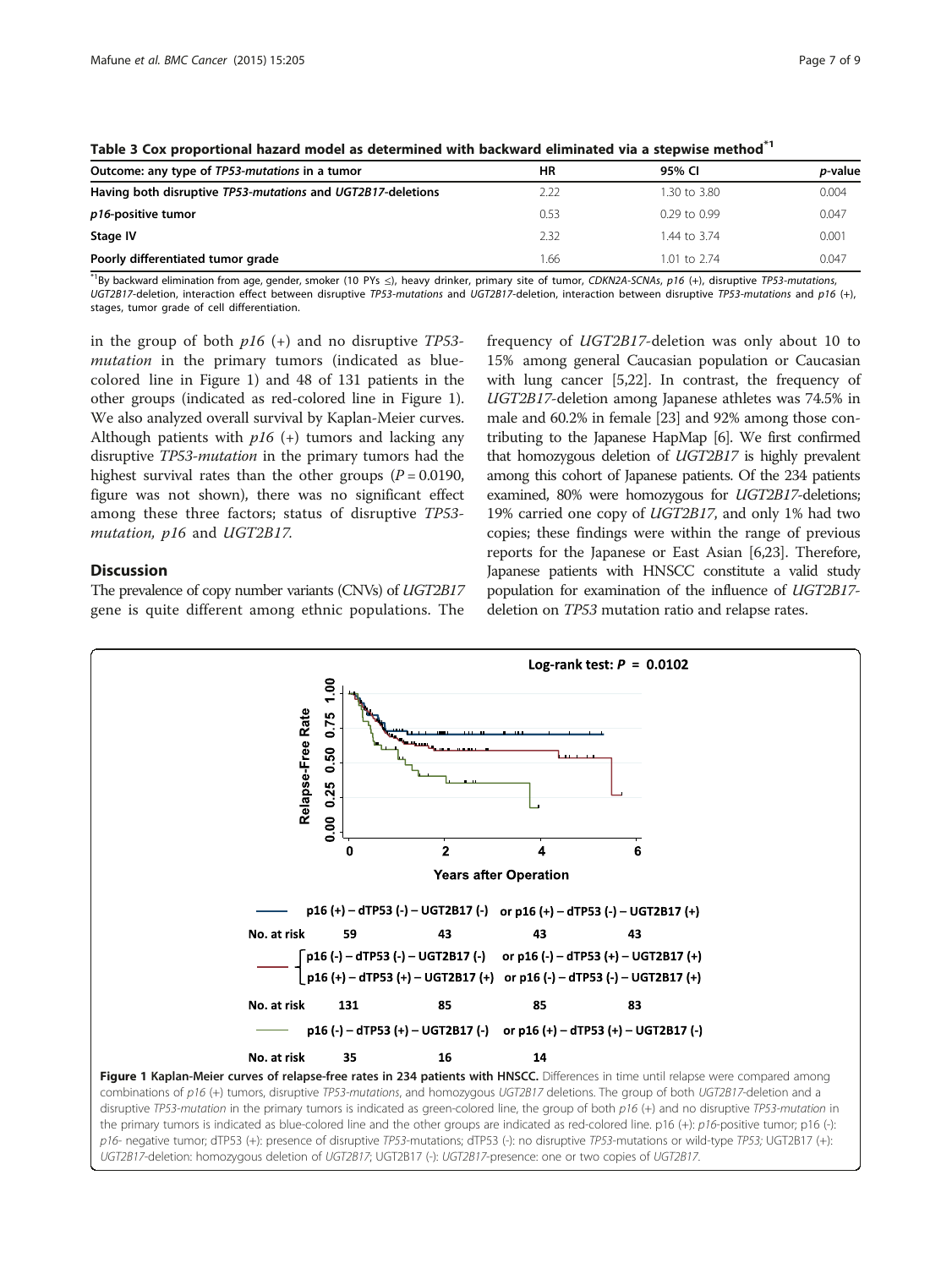Table 3 Cox proportional hazard model as determined with backward eliminated via a stepwise method[*1]

| Outcome: any type of *TP53-mutations* in a tumor | HR | 95% CI | *p*-value |
| --- | --- | --- | --- |
| Having both disruptive *TP53-mutations* and *UGT2B17-deletions* | 2.22 | 1.30 to 3.80 | 0.004 |
| *p16*-positive tumor | 0.53 | 0.29 to 0.99 | 0.047 |
| Stage IV | 2.32 | 1.44 to 3.74 | 0.001 |
| Poorly differentiated tumor grade | 1.66 | 1.01 to 2.74 | 0.047 |

[*1]By backward elimination from age, gender, smoker (10 PYs ≤), heavy drinker, primary site of tumor, *CDKN2A-SCNAs*, *p16* (+), disruptive *TP53-mutations*, *UGT2B17*-deletion, interaction effect between disruptive *TP53-mutations* and *UGT2B17*-deletion, interaction between disruptive *TP53-mutations* and *p16* (+), stages, tumor grade of cell differentiation.

in the group of both *p16* (+) and no disruptive *TP53-mutation* in the primary tumors (indicated as blue-colored line in Figure 1) and 48 of 131 patients in the other groups (indicated as red-colored line in Figure 1). We also analyzed overall survival by Kaplan-Meier curves. Although patients with *p16* (+) tumors and lacking any disruptive *TP53-mutation* in the primary tumors had the highest survival rates than the other groups ($P = 0.0190$, figure was not shown), there was no significant effect among these three factors; status of disruptive *TP53-mutation, p16* and *UGT2B17*.

## Discussion

The prevalence of copy number variants (CNVs) of *UGT2B17* gene is quite different among ethnic populations. The frequency of *UGT2B17*-deletion was only about 10 to 15% among general Caucasian population or Caucasian with lung cancer [5,22]. In contrast, the frequency of *UGT2B17*-deletion among Japanese athletes was 74.5% in male and 60.2% in female [23] and 92% among those contributing to the Japanese HapMap [6]. We first confirmed that homozygous deletion of *UGT2B17* is highly prevalent among this cohort of Japanese patients. Of the 234 patients examined, 80% were homozygous for *UGT2B17*-deletions; 19% carried one copy of *UGT2B17*, and only 1% had two copies; these findings were within the range of previous reports for the Japanese or East Asian [6,23]. Therefore, Japanese patients with HNSCC constitute a valid study population for examination of the influence of *UGT2B17*-deletion on *TP53* mutation ratio and relapse rates.

Log-rank test: $P = 0.0102$

| | 0 | 2 | 4 | 6 |
| --- | --- | --- | --- | --- |
| p16 (+) – dTP53 (-) – UGT2B17 (-) or p16 (+) – dTP53 (-) – UGT2B17 (+): No. at risk | 59 | 43 | 43 | 43 |
| p16 (-) – dTP53 (-) – UGT2B17 (-) or p16 (-) – dTP53 (+) – UGT2B17 (+); p16 (+) – dTP53 (+) – UGT2B17 (+) or p16 (-) – dTP53 (-) – UGT2B17 (+): No. at risk | 131 | 85 | 85 | 83 |
| p16 (-) – dTP53 (+) – UGT2B17 (-) or p16 (+) – dTP53 (+) – UGT2B17 (-): No. at risk | 35 | 16 | 14 | |

**Figure 1 Kaplan-Meier curves of relapse-free rates in 234 patients with HNSCC.** Differences in time until relapse were compared among combinations of *p16* (+) tumors, disruptive *TP53-mutations*, and homozygous *UGT2B17* deletions. The group of both *UGT2B17*-deletion and a disruptive *TP53-mutation* in the primary tumors is indicated as green-colored line, the group of both *p16* (+) and no disruptive *TP53-mutation* in the primary tumors is indicated as blue-colored line and the other groups are indicated as red-colored line. p16 (+): *p16*-positive tumor; p16 (-): *p16*- negative tumor; dTP53 (+): presence of disruptive *TP53*-mutations; dTP53 (-): no disruptive *TP53*-mutations or wild-type *TP53;* UGT2B17 (+): *UGT2B17*-deletion: homozygous deletion of *UGT2B17*; UGT2B17 (-): *UGT2B17*-presence: one or two copies of *UGT2B17*.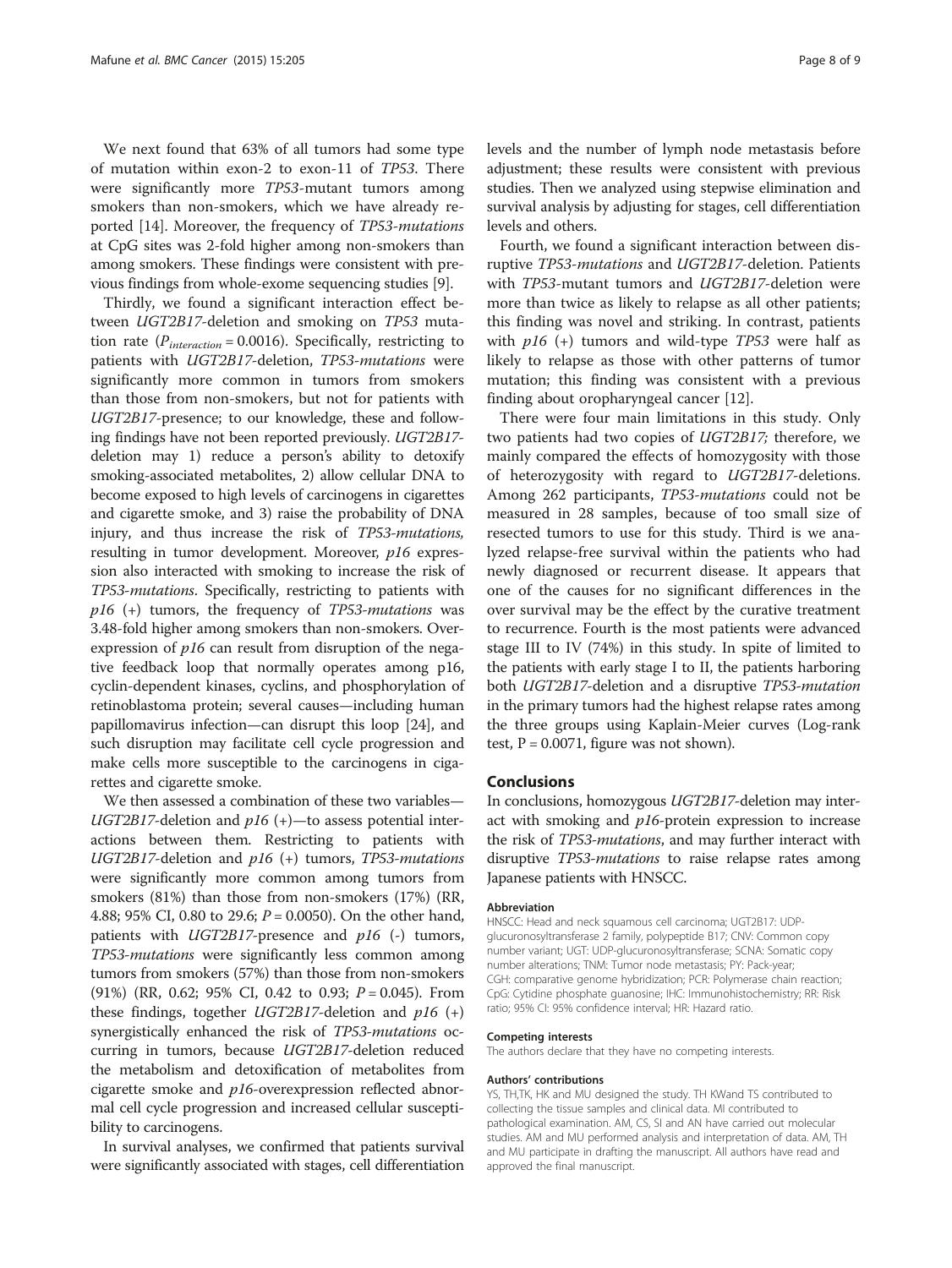We next found that 63% of all tumors had some type of mutation within exon-2 to exon-11 of *TP53*. There were significantly more *TP53*-mutant tumors among smokers than non-smokers, which we have already reported [14]. Moreover, the frequency of *TP53-mutations* at CpG sites was 2-fold higher among non-smokers than among smokers. These findings were consistent with previous findings from whole-exome sequencing studies [9].

Thirdly, we found a significant interaction effect between *UGT2B17*-deletion and smoking on *TP53* mutation rate ($P_{interaction} = 0.0016$). Specifically, restricting to patients with *UGT2B17*-deletion, *TP53-mutations* were significantly more common in tumors from smokers than those from non-smokers, but not for patients with *UGT2B17*-presence; to our knowledge, these and following findings have not been reported previously. *UGT2B17*-deletion may 1) reduce a person's ability to detoxify smoking-associated metabolites, 2) allow cellular DNA to become exposed to high levels of carcinogens in cigarettes and cigarette smoke, and 3) raise the probability of DNA injury, and thus increase the risk of *TP53-mutations*, resulting in tumor development. Moreover, *p16* expression also interacted with smoking to increase the risk of *TP53-mutations*. Specifically, restricting to patients with *p16* (+) tumors, the frequency of *TP53-mutations* was 3.48-fold higher among smokers than non-smokers. Overexpression of *p16* can result from disruption of the negative feedback loop that normally operates among p16, cyclin-dependent kinases, cyclins, and phosphorylation of retinoblastoma protein; several causes—including human papillomavirus infection—can disrupt this loop [24], and such disruption may facilitate cell cycle progression and make cells more susceptible to the carcinogens in cigarettes and cigarette smoke.

We then assessed a combination of these two variables—*UGT2B17*-deletion and *p16* (+)—to assess potential interactions between them. Restricting to patients with *UGT2B17*-deletion and *p16* (+) tumors, *TP53-mutations* were significantly more common among tumors from smokers (81%) than those from non-smokers (17%) (RR, 4.88; 95% CI, 0.80 to 29.6; $P = 0.0050$). On the other hand, patients with *UGT2B17*-presence and *p16* (-) tumors, *TP53-mutations* were significantly less common among tumors from smokers (57%) than those from non-smokers (91%) (RR, 0.62; 95% CI, 0.42 to 0.93; $P = 0.045$). From these findings, together *UGT2B17*-deletion and *p16* (+) synergistically enhanced the risk of *TP53-mutations* occurring in tumors, because *UGT2B17*-deletion reduced the metabolism and detoxification of metabolites from cigarette smoke and *p16*-overexpression reflected abnormal cell cycle progression and increased cellular susceptibility to carcinogens.

In survival analyses, we confirmed that patients survival were significantly associated with stages, cell differentiation levels and the number of lymph node metastasis before adjustment; these results were consistent with previous studies. Then we analyzed using stepwise elimination and survival analysis by adjusting for stages, cell differentiation levels and others.

Fourth, we found a significant interaction between disruptive *TP53-mutations* and *UGT2B17*-deletion. Patients with *TP53*-mutant tumors and *UGT2B17*-deletion were more than twice as likely to relapse as all other patients; this finding was novel and striking. In contrast, patients with *p16* (+) tumors and wild-type *TP53* were half as likely to relapse as those with other patterns of tumor mutation; this finding was consistent with a previous finding about oropharyngeal cancer [12].

There were four main limitations in this study. Only two patients had two copies of *UGT2B17;* therefore, we mainly compared the effects of homozygosity with those of heterozygosity with regard to *UGT2B17*-deletions. Among 262 participants, *TP53-mutations* could not be measured in 28 samples, because of too small size of resected tumors to use for this study. Third is we analyzed relapse-free survival within the patients who had newly diagnosed or recurrent disease. It appears that one of the causes for no significant differences in the over survival may be the effect by the curative treatment to recurrence. Fourth is the most patients were advanced stage III to IV (74%) in this study. In spite of limited to the patients with early stage I to II, the patients harboring both *UGT2B17*-deletion and a disruptive *TP53-mutation* in the primary tumors had the highest relapse rates among the three groups using Kaplain-Meier curves (Log-rank test, $P = 0.0071$, figure was not shown).

## Conclusions

In conclusions, homozygous *UGT2B17*-deletion may interact with smoking and *p16*-protein expression to increase the risk of *TP53-mutations*, and may further interact with disruptive *TP53-mutations* to raise relapse rates among Japanese patients with HNSCC.

#### Abbreviation

HNSCC: Head and neck squamous cell carcinoma; UGT2B17: UDP-glucuronosyltransferase 2 family, polypeptide B17; CNV: Common copy number variant; UGT: UDP-glucuronosyltransferase; SCNA: Somatic copy number alterations; TNM: Tumor node metastasis; PY: Pack-year; CGH: comparative genome hybridization; PCR: Polymerase chain reaction; CpG: Cytidine phosphate guanosine; IHC: Immunohistochemistry; RR: Risk ratio; 95% CI: 95% confidence interval; HR: Hazard ratio.

#### Competing interests

The authors declare that they have no competing interests.

#### Authors' contributions

YS, TH,TK, HK and MU designed the study. TH KWand TS contributed to collecting the tissue samples and clinical data. MI contributed to pathological examination. AM, CS, SI and AN have carried out molecular studies. AM and MU performed analysis and interpretation of data. AM, TH and MU participate in drafting the manuscript. All authors have read and approved the final manuscript.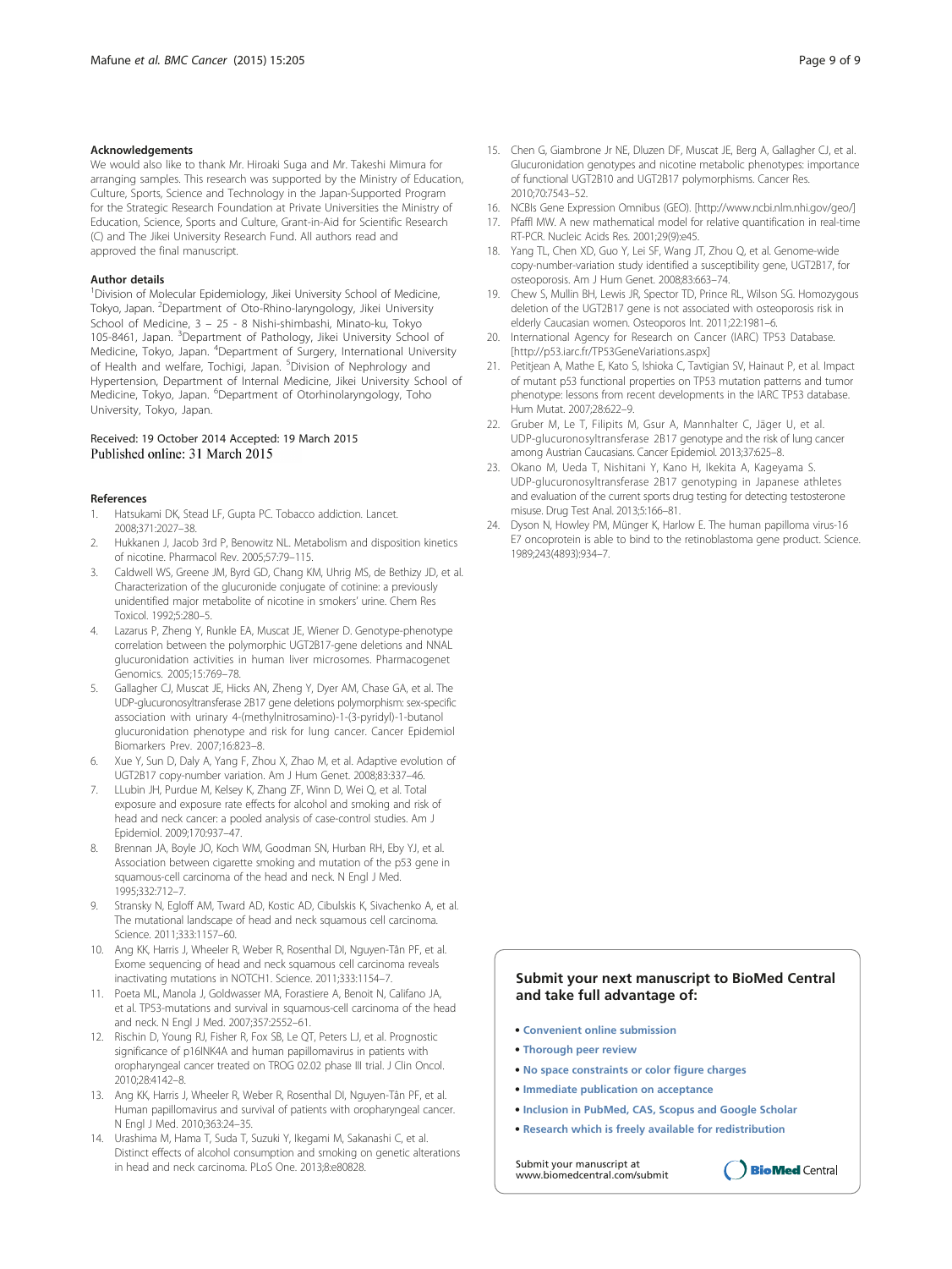### Acknowledgements

We would also like to thank Mr. Hiroaki Suga and Mr. Takeshi Mimura for arranging samples. This research was supported by the Ministry of Education, Culture, Sports, Science and Technology in the Japan-Supported Program for the Strategic Research Foundation at Private Universities the Ministry of Education, Science, Sports and Culture, Grant-in-Aid for Scientific Research (C) and The Jikei University Research Fund. All authors read and approved the final manuscript.

### Author details

[1]Division of Molecular Epidemiology, Jikei University School of Medicine, Tokyo, Japan. [2]Department of Oto-Rhino-laryngology, Jikei University School of Medicine, 3 – 25 - 8 Nishi-shimbashi, Minato-ku, Tokyo 105-8461, Japan. [3]Department of Pathology, Jikei University School of Medicine, Tokyo, Japan. [4]Department of Surgery, International University of Health and welfare, Tochigi, Japan. [5]Division of Nephrology and Hypertension, Department of Internal Medicine, Jikei University School of Medicine, Tokyo, Japan. [6]Department of Otorhinolaryngology, Toho University, Tokyo, Japan.

Received: 19 October 2014 Accepted: 19 March 2015
Published online: 31 March 2015

### References

1. Hatsukami DK, Stead LF, Gupta PC. Tobacco addiction. Lancet. 2008;371:2027–38.
2. Hukkanen J, Jacob 3rd P, Benowitz NL. Metabolism and disposition kinetics of nicotine. Pharmacol Rev. 2005;57:79–115.
3. Caldwell WS, Greene JM, Byrd GD, Chang KM, Uhrig MS, de Bethizy JD, et al. Characterization of the glucuronide conjugate of cotinine: a previously unidentified major metabolite of nicotine in smokers' urine. Chem Res Toxicol. 1992;5:280–5.
4. Lazarus P, Zheng Y, Runkle EA, Muscat JE, Wiener D. Genotype-phenotype correlation between the polymorphic UGT2B17-gene deletions and NNAL glucuronidation activities in human liver microsomes. Pharmacogenet Genomics. 2005;15:769–78.
5. Gallagher CJ, Muscat JE, Hicks AN, Zheng Y, Dyer AM, Chase GA, et al. The UDP-glucuronosyltransferase 2B17 gene deletions polymorphism: sex-specific association with urinary 4-(methylnitrosamino)-1-(3-pyridyl)-1-butanol glucuronidation phenotype and risk for lung cancer. Cancer Epidemiol Biomarkers Prev. 2007;16:823–8.
6. Xue Y, Sun D, Daly A, Yang F, Zhou X, Zhao M, et al. Adaptive evolution of UGT2B17 copy-number variation. Am J Hum Genet. 2008;83:337–46.
7. LLubin JH, Purdue M, Kelsey K, Zhang ZF, Winn D, Wei Q, et al. Total exposure and exposure rate effects for alcohol and smoking and risk of head and neck cancer: a pooled analysis of case-control studies. Am J Epidemiol. 2009;170:937–47.
8. Brennan JA, Boyle JO, Koch WM, Goodman SN, Hurban RH, Eby YJ, et al. Association between cigarette smoking and mutation of the p53 gene in squamous-cell carcinoma of the head and neck. N Engl J Med. 1995;332:712–7.
9. Stransky N, Egloff AM, Tward AD, Kostic AD, Cibulskis K, Sivachenko A, et al. The mutational landscape of head and neck squamous cell carcinoma. Science. 2011;333:1157–60.
10. Ang KK, Harris J, Wheeler R, Weber R, Rosenthal DI, Nguyen-Tân PF, et al. Exome sequencing of head and neck squamous cell carcinoma reveals inactivating mutations in NOTCH1. Science. 2011;333:1154–7.
11. Poeta ML, Manola J, Goldwasser MA, Forastiere A, Benoit N, Califano JA, et al. TP53-mutations and survival in squamous-cell carcinoma of the head and neck. N Engl J Med. 2007;357:2552–61.
12. Rischin D, Young RJ, Fisher R, Fox SB, Le QT, Peters LJ, et al. Prognostic significance of p16INK4A and human papillomavirus in patients with oropharyngeal cancer treated on TROG 02.02 phase III trial. J Clin Oncol. 2010;28:4142–8.
13. Ang KK, Harris J, Wheeler R, Weber R, Rosenthal DI, Nguyen-Tân PF, et al. Human papillomavirus and survival of patients with oropharyngeal cancer. N Engl J Med. 2010;363:24–35.
14. Urashima M, Hama T, Suda T, Suzuki Y, Ikegami M, Sakanashi C, et al. Distinct effects of alcohol consumption and smoking on genetic alterations in head and neck carcinoma. PLoS One. 2013;8:e80828.
15. Chen G, Giambrone Jr NE, Dluzen DF, Muscat JE, Berg A, Gallagher CJ, et al. Glucuronidation genotypes and nicotine metabolic phenotypes: importance of functional UGT2B10 and UGT2B17 polymorphisms. Cancer Res. 2010;70:7543–52.
16. NCBIs Gene Expression Omnibus (GEO). [http://www.ncbi.nlm.nhi.gov/geo/]
17. Pfaffl MW. A new mathematical model for relative quantification in real-time RT-PCR. Nucleic Acids Res. 2001;29(9):e45.
18. Yang TL, Chen XD, Guo Y, Lei SF, Wang JT, Zhou Q, et al. Genome-wide copy-number-variation study identified a susceptibility gene, UGT2B17, for osteoporosis. Am J Hum Genet. 2008;83:663–74.
19. Chew S, Mullin BH, Lewis JR, Spector TD, Prince RL, Wilson SG. Homozygous deletion of the UGT2B17 gene is not associated with osteoporosis risk in elderly Caucasian women. Osteoporos Int. 2011;22:1981–6.
20. International Agency for Research on Cancer (IARC) TP53 Database. [http://p53.iarc.fr/TP53GeneVariations.aspx]
21. Petitjean A, Mathe E, Kato S, Ishioka C, Tavtigian SV, Hainaut P, et al. Impact of mutant p53 functional properties on TP53 mutation patterns and tumor phenotype: lessons from recent developments in the IARC TP53 database. Hum Mutat. 2007;28:622–9.
22. Gruber M, Le T, Filipits M, Gsur A, Mannhalter C, Jäger U, et al. UDP-glucuronosyltransferase 2B17 genotype and the risk of lung cancer among Austrian Caucasians. Cancer Epidemiol. 2013;37:625–8.
23. Okano M, Ueda T, Nishitani Y, Kano H, Ikekita A, Kageyama S. UDP-glucuronosyltransferase 2B17 genotyping in Japanese athletes and evaluation of the current sports drug testing for detecting testosterone misuse. Drug Test Anal. 2013;5:166–81.
24. Dyson N, Howley PM, Münger K, Harlow E. The human papilloma virus-16 E7 oncoprotein is able to bind to the retinoblastoma gene product. Science. 1989;243(4893):934–7.

**Submit your next manuscript to BioMed Central and take full advantage of:**

- Convenient online submission
- Thorough peer review
- No space constraints or color figure charges
- Immediate publication on acceptance
- Inclusion in PubMed, CAS, Scopus and Google Scholar
- Research which is freely available for redistribution

Submit your manuscript at
www.biomedcentral.com/submit

BioMed Central